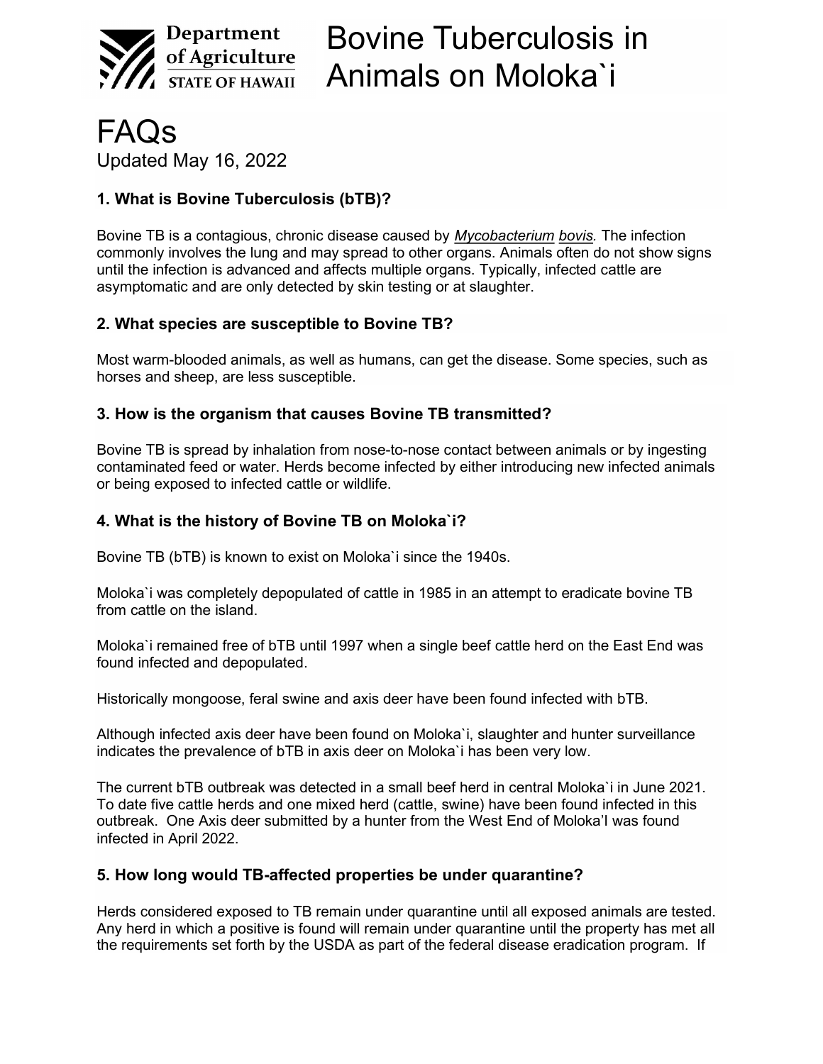Department of Agriculture
STATE OF HAWAII

# Bovine Tuberculosis in Animals on Moloka`i

# FAQs

Updated May 16, 2022

### 1. What is Bovine Tuberculosis (bTB)?

Bovine TB is a contagious, chronic disease caused by *Mycobacterium bovis.* The infection commonly involves the lung and may spread to other organs. Animals often do not show signs until the infection is advanced and affects multiple organs. Typically, infected cattle are asymptomatic and are only detected by skin testing or at slaughter.

### 2. What species are susceptible to Bovine TB?

Most warm-blooded animals, as well as humans, can get the disease. Some species, such as horses and sheep, are less susceptible.

### 3. How is the organism that causes Bovine TB transmitted?

Bovine TB is spread by inhalation from nose-to-nose contact between animals or by ingesting contaminated feed or water. Herds become infected by either introducing new infected animals or being exposed to infected cattle or wildlife.

### 4. What is the history of Bovine TB on Moloka`i?

Bovine TB (bTB) is known to exist on Moloka`i since the 1940s.

Moloka`i was completely depopulated of cattle in 1985 in an attempt to eradicate bovine TB from cattle on the island.

Moloka`i remained free of bTB until 1997 when a single beef cattle herd on the East End was found infected and depopulated.

Historically mongoose, feral swine and axis deer have been found infected with bTB.

Although infected axis deer have been found on Moloka`i, slaughter and hunter surveillance indicates the prevalence of bTB in axis deer on Moloka`i has been very low.

The current bTB outbreak was detected in a small beef herd in central Moloka`i in June 2021. To date five cattle herds and one mixed herd (cattle, swine) have been found infected in this outbreak. One Axis deer submitted by a hunter from the West End of Moloka'I was found infected in April 2022.

### 5. How long would TB-affected properties be under quarantine?

Herds considered exposed to TB remain under quarantine until all exposed animals are tested. Any herd in which a positive is found will remain under quarantine until the property has met all the requirements set forth by the USDA as part of the federal disease eradication program. If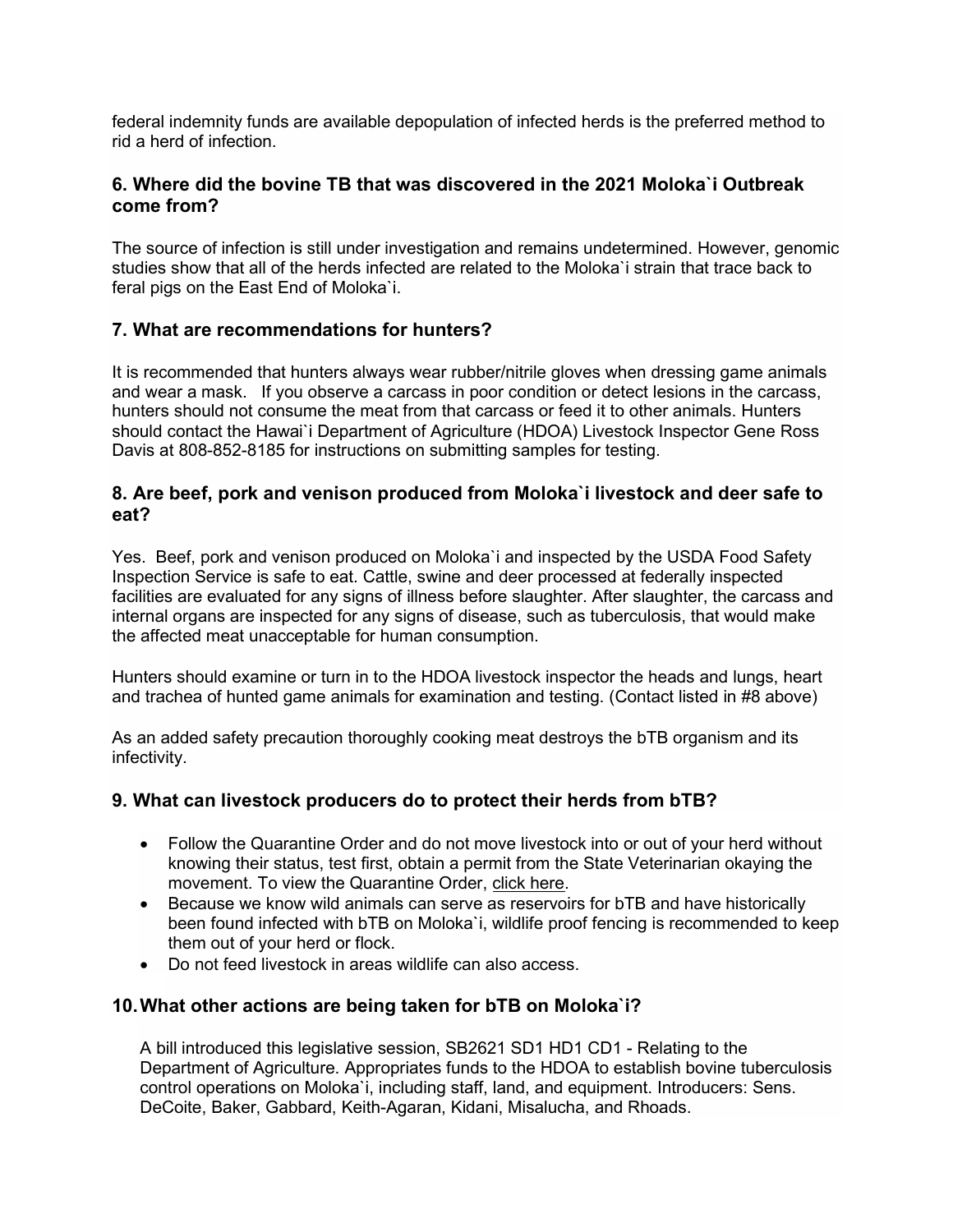federal indemnity funds are available depopulation of infected herds is the preferred method to rid a herd of infection.

### 6. Where did the bovine TB that was discovered in the 2021 Moloka`i Outbreak come from?

The source of infection is still under investigation and remains undetermined. However, genomic studies show that all of the herds infected are related to the Moloka`i strain that trace back to feral pigs on the East End of Moloka`i.

### 7. What are recommendations for hunters?

It is recommended that hunters always wear rubber/nitrile gloves when dressing game animals and wear a mask. If you observe a carcass in poor condition or detect lesions in the carcass, hunters should not consume the meat from that carcass or feed it to other animals. Hunters should contact the Hawai`i Department of Agriculture (HDOA) Livestock Inspector Gene Ross Davis at 808-852-8185 for instructions on submitting samples for testing.

### 8. Are beef, pork and venison produced from Moloka`i livestock and deer safe to eat?

Yes. Beef, pork and venison produced on Moloka`i and inspected by the USDA Food Safety Inspection Service is safe to eat. Cattle, swine and deer processed at federally inspected facilities are evaluated for any signs of illness before slaughter. After slaughter, the carcass and internal organs are inspected for any signs of disease, such as tuberculosis, that would make the affected meat unacceptable for human consumption.

Hunters should examine or turn in to the HDOA livestock inspector the heads and lungs, heart and trachea of hunted game animals for examination and testing. (Contact listed in #8 above)

As an added safety precaution thoroughly cooking meat destroys the bTB organism and its infectivity.

### 9. What can livestock producers do to protect their herds from bTB?

- Follow the Quarantine Order and do not move livestock into or out of your herd without knowing their status, test first, obtain a permit from the State Veterinarian okaying the movement. To view the Quarantine Order, click here.
- Because we know wild animals can serve as reservoirs for bTB and have historically been found infected with bTB on Moloka`i, wildlife proof fencing is recommended to keep them out of your herd or flock.
- Do not feed livestock in areas wildlife can also access.

### 10. What other actions are being taken for bTB on Moloka`i?

A bill introduced this legislative session, SB2621 SD1 HD1 CD1 - Relating to the Department of Agriculture. Appropriates funds to the HDOA to establish bovine tuberculosis control operations on Moloka`i, including staff, land, and equipment. Introducers: Sens. DeCoite, Baker, Gabbard, Keith-Agaran, Kidani, Misalucha, and Rhoads.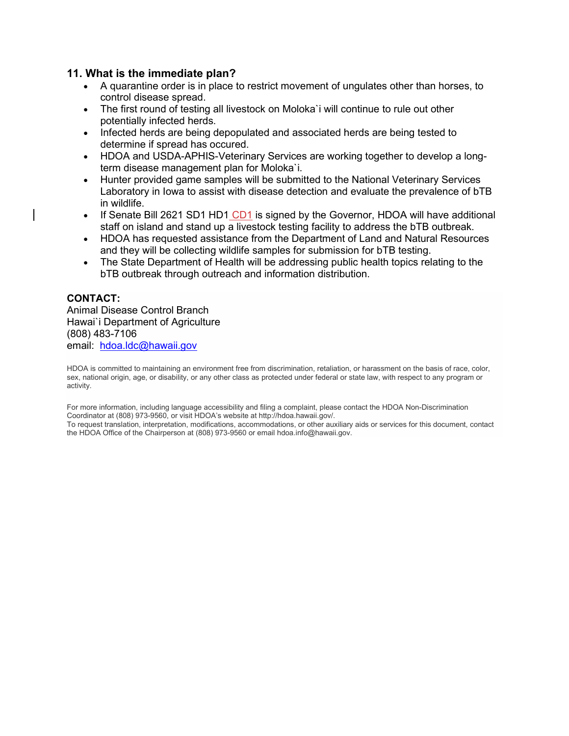**11. What is the immediate plan?**

- A quarantine order is in place to restrict movement of ungulates other than horses, to control disease spread.
- The first round of testing all livestock on Moloka`i will continue to rule out other potentially infected herds.
- Infected herds are being depopulated and associated herds are being tested to determine if spread has occured.
- HDOA and USDA-APHIS-Veterinary Services are working together to develop a long-term disease management plan for Moloka`i.
- Hunter provided game samples will be submitted to the National Veterinary Services Laboratory in Iowa to assist with disease detection and evaluate the prevalence of bTB in wildlife.
- If Senate Bill 2621 SD1 HD1 CD1 is signed by the Governor, HDOA will have additional staff on island and stand up a livestock testing facility to address the bTB outbreak.
- HDOA has requested assistance from the Department of Land and Natural Resources and they will be collecting wildlife samples for submission for bTB testing.
- The State Department of Health will be addressing public health topics relating to the bTB outbreak through outreach and information distribution.

**CONTACT:**
Animal Disease Control Branch
Hawai`i Department of Agriculture
(808) 483-7106
email: hdoa.ldc@hawaii.gov

HDOA is committed to maintaining an environment free from discrimination, retaliation, or harassment on the basis of race, color, sex, national origin, age, or disability, or any other class as protected under federal or state law, with respect to any program or activity.

For more information, including language accessibility and filing a complaint, please contact the HDOA Non-Discrimination Coordinator at (808) 973-9560, or visit HDOA's website at http://hdoa.hawaii.gov/.
To request translation, interpretation, modifications, accommodations, or other auxiliary aids or services for this document, contact the HDOA Office of the Chairperson at (808) 973-9560 or email hdoa.info@hawaii.gov.